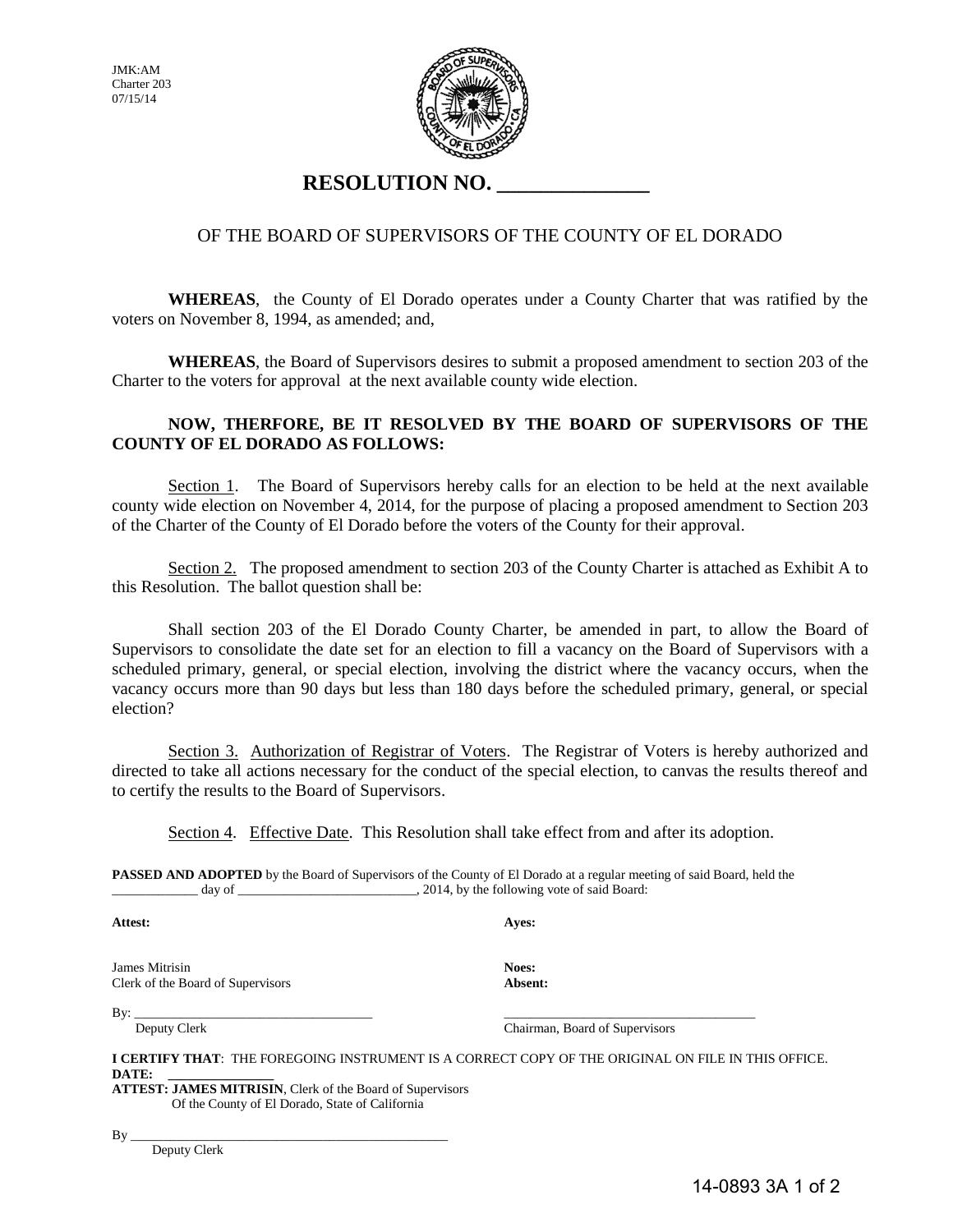JMK:AM
Charter 203
07/15/14

# RESOLUTION NO. ______________

## OF THE BOARD OF SUPERVISORS OF THE COUNTY OF EL DORADO

**WHEREAS**, the County of El Dorado operates under a County Charter that was ratified by the voters on November 8, 1994, as amended; and,

**WHEREAS**, the Board of Supervisors desires to submit a proposed amendment to section 203 of the Charter to the voters for approval at the next available county wide election.

**NOW, THERFORE, BE IT RESOLVED BY THE BOARD OF SUPERVISORS OF THE COUNTY OF EL DORADO AS FOLLOWS:**

Section 1. The Board of Supervisors hereby calls for an election to be held at the next available county wide election on November 4, 2014, for the purpose of placing a proposed amendment to Section 203 of the Charter of the County of El Dorado before the voters of the County for their approval.

Section 2. The proposed amendment to section 203 of the County Charter is attached as Exhibit A to this Resolution. The ballot question shall be:

Shall section 203 of the El Dorado County Charter, be amended in part, to allow the Board of Supervisors to consolidate the date set for an election to fill a vacancy on the Board of Supervisors with a scheduled primary, general, or special election, involving the district where the vacancy occurs, when the vacancy occurs more than 90 days but less than 180 days before the scheduled primary, general, or special election?

Section 3. Authorization of Registrar of Voters. The Registrar of Voters is hereby authorized and directed to take all actions necessary for the conduct of the special election, to canvas the results thereof and to certify the results to the Board of Supervisors.

Section 4. Effective Date. This Resolution shall take effect from and after its adoption.

**PASSED AND ADOPTED** by the Board of Supervisors of the County of El Dorado at a regular meeting of said Board, held the ____________ day of __________________________, 2014, by the following vote of said Board:

**Attest:**

James Mitrisin
Clerk of the Board of Supervisors

By: ___________________________________
Deputy Clerk

**Ayes:**

**Noes:**
**Absent:**

_____________________________________
Chairman, Board of Supervisors

**I CERTIFY THAT**: THE FOREGOING INSTRUMENT IS A CORRECT COPY OF THE ORIGINAL ON FILE IN THIS OFFICE.
**DATE:** _______________
**ATTEST: JAMES MITRISIN**, Clerk of the Board of Supervisors
Of the County of El Dorado, State of California

By ________________________________________________
Deputy Clerk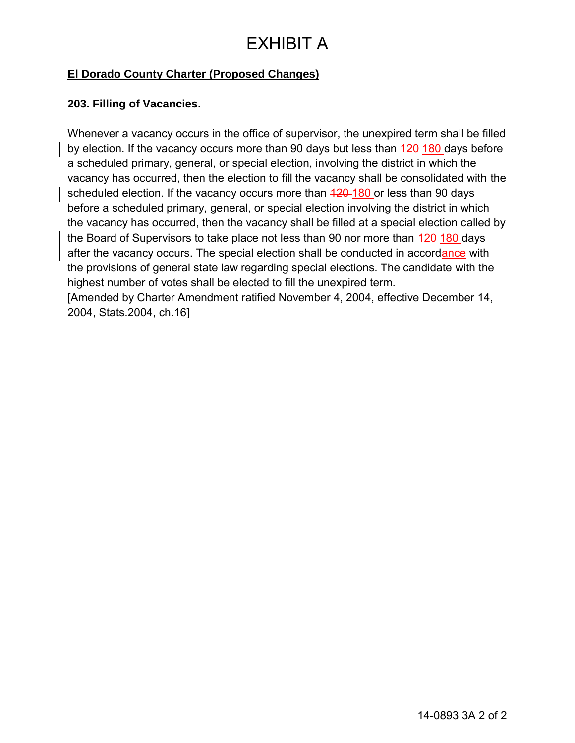# EXHIBIT A

**El Dorado County Charter (Proposed Changes)**

**203. Filling of Vacancies.**

Whenever a vacancy occurs in the office of supervisor, the unexpired term shall be filled by election. If the vacancy occurs more than 90 days but less than ~~120~~ 180 days before a scheduled primary, general, or special election, involving the district in which the vacancy has occurred, then the election to fill the vacancy shall be consolidated with the scheduled election. If the vacancy occurs more than ~~120~~ 180 or less than 90 days before a scheduled primary, general, or special election involving the district in which the vacancy has occurred, then the vacancy shall be filled at a special election called by the Board of Supervisors to take place not less than 90 nor more than ~~120~~ 180 days after the vacancy occurs. The special election shall be conducted in accordance with the provisions of general state law regarding special elections. The candidate with the highest number of votes shall be elected to fill the unexpired term.
[Amended by Charter Amendment ratified November 4, 2004, effective December 14, 2004, Stats.2004, ch.16]